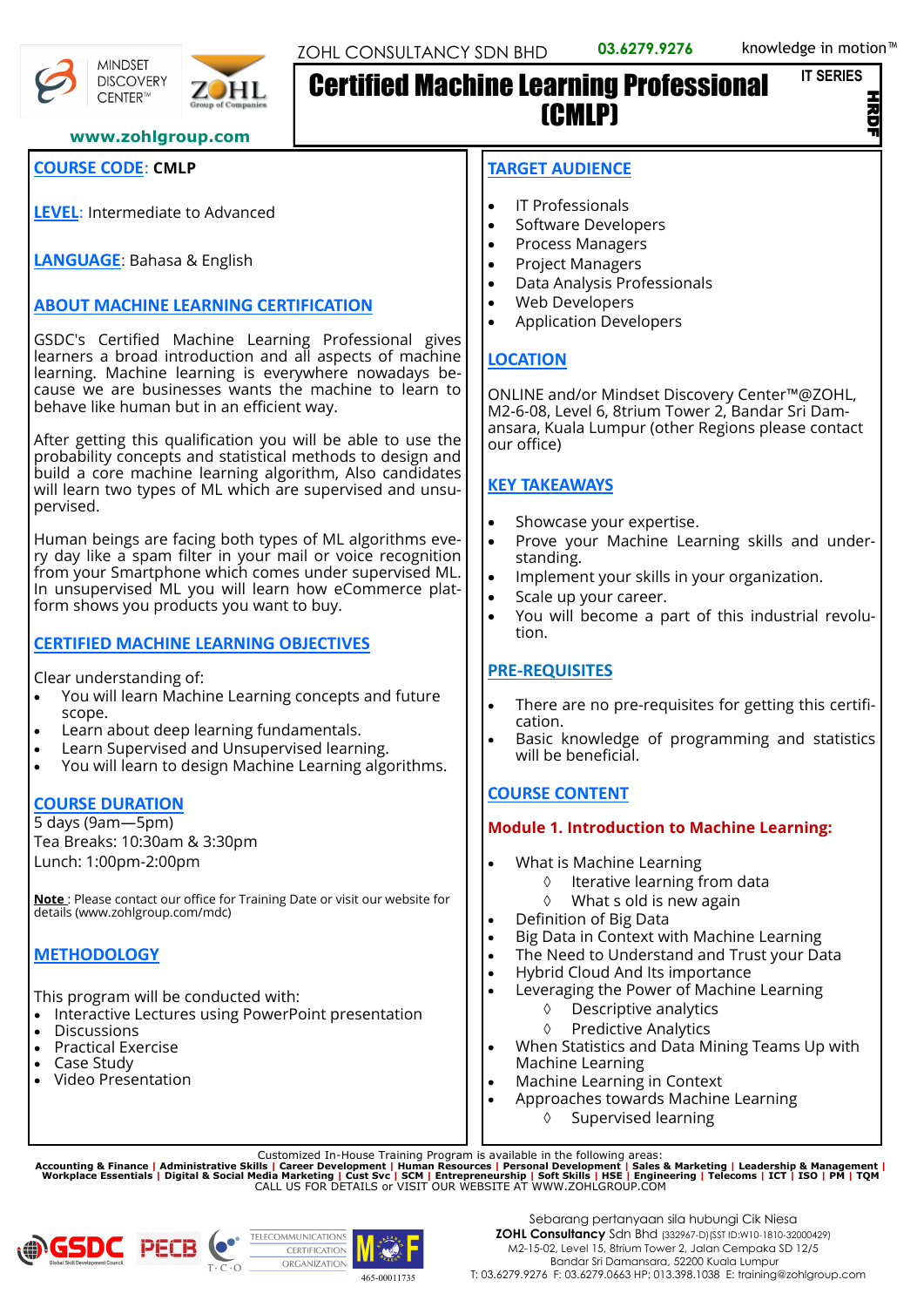ZOHL CONSULTANCY SDN BHD 03.6279.9276 knowledge in motion™

MINDSET DISCOVERY CENTER™ ZOHL Group of Companies

www.zohlgroup.com

# Certified Machine Learning Professional (CMLP)

IT SERIES

HRDF

**COURSE CODE**: CMLP

**LEVEL**: Intermediate to Advanced

**LANGUAGE**: Bahasa & English

## ABOUT MACHINE LEARNING CERTIFICATION

GSDC's Certified Machine Learning Professional gives learners a broad introduction and all aspects of machine learning. Machine learning is everywhere nowadays because we are businesses wants the machine to learn to behave like human but in an efficient way.

After getting this qualification you will be able to use the probability concepts and statistical methods to design and build a core machine learning algorithm, Also candidates will learn two types of ML which are supervised and unsupervised.

Human beings are facing both types of ML algorithms every day like a spam filter in your mail or voice recognition from your Smartphone which comes under supervised ML. In unsupervised ML you will learn how eCommerce platform shows you products you want to buy.

## CERTIFIED MACHINE LEARNING OBJECTIVES

Clear understanding of:

- You will learn Machine Learning concepts and future scope.
- Learn about deep learning fundamentals.
- Learn Supervised and Unsupervised learning.
- You will learn to design Machine Learning algorithms.

## COURSE DURATION

5 days (9am—5pm)
Tea Breaks: 10:30am & 3:30pm
Lunch: 1:00pm-2:00pm

**Note** : Please contact our office for Training Date or visit our website for details (www.zohlgroup.com/mdc)

## METHODOLOGY

This program will be conducted with:

- Interactive Lectures using PowerPoint presentation
- Discussions
- Practical Exercise
- Case Study
- Video Presentation

## TARGET AUDIENCE

- IT Professionals
- Software Developers
- Process Managers
- Project Managers
- Data Analysis Professionals
- Web Developers
- Application Developers

## LOCATION

ONLINE and/or Mindset Discovery Center™@ZOHL, M2-6-08, Level 6, 8trium Tower 2, Bandar Sri Damansara, Kuala Lumpur (other Regions please contact our office)

## KEY TAKEAWAYS

- Showcase your expertise.
- Prove your Machine Learning skills and understanding.
- Implement your skills in your organization.
- Scale up your career.
- You will become a part of this industrial revolution.

## PRE-REQUISITES

- There are no pre-requisites for getting this certification.
- Basic knowledge of programming and statistics will be beneficial.

## COURSE CONTENT

### Module 1. Introduction to Machine Learning:

- What is Machine Learning
  - ◊ Iterative learning from data
  - ◊ What s old is new again
- Definition of Big Data
- Big Data in Context with Machine Learning
- The Need to Understand and Trust your Data
- Hybrid Cloud And Its importance
- Leveraging the Power of Machine Learning
  - ◊ Descriptive analytics
  - ◊ Predictive Analytics
- When Statistics and Data Mining Teams Up with Machine Learning
- Machine Learning in Context
- Approaches towards Machine Learning
  - ◊ Supervised learning

Customized In-House Training Program is available in the following areas:
**Accounting & Finance | Administrative Skills | Career Development | Human Resources | Personal Development | Sales & Marketing | Leadership & Management | Workplace Essentials | Digital & Social Media Marketing | Cust Svc | SCM | Entrepreneurship | Soft Skills | HSE | Engineering | Telecoms | ICT | ISO | PM | TQM**
CALL US FOR DETAILS or VISIT OUR WEBSITE AT WWW.ZOHLGROUP.COM

GSDC PECB T·C·O TELECOMMUNICATIONS CERTIFICATION ORGANIZATION MOF 465-00011735

Sebarang pertanyaan sila hubungi Cik Niesa
**ZOHL Consultancy** Sdn Bhd (332967-D)(SST ID:W10-1810-32000429)
M2-15-02, Level 15, 8trium Tower 2, Jalan Cempaka SD 12/5
Bandar Sri Damansara, 52200 Kuala Lumpur
T: 03.6279.9276 F: 03.6279.0663 HP: 013.398.1038 E: training@zohlgroup.com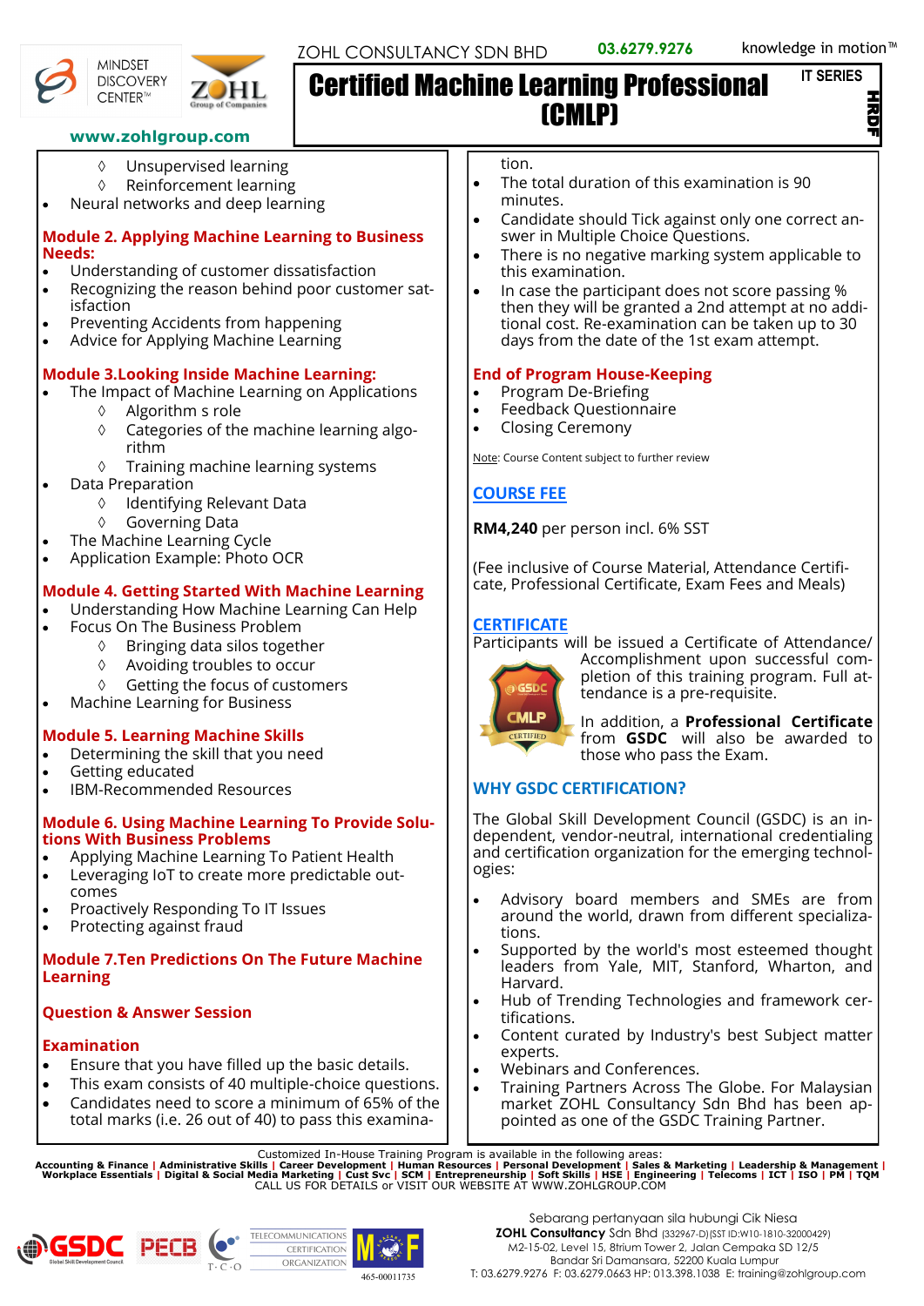# Certified Machine Learning Professional (CMLP)

IT SERIES

- ◊ Unsupervised learning
  - ◊ Reinforcement learning
- Neural networks and deep learning

**Module 2. Applying Machine Learning to Business Needs:**

- Understanding of customer dissatisfaction
- Recognizing the reason behind poor customer satisfaction
- Preventing Accidents from happening
- Advice for Applying Machine Learning

**Module 3.Looking Inside Machine Learning:**

- The Impact of Machine Learning on Applications
  - ◊ Algorithm s role
  - ◊ Categories of the machine learning algorithm
  - ◊ Training machine learning systems
- Data Preparation
  - ◊ Identifying Relevant Data
  - ◊ Governing Data
- The Machine Learning Cycle
- Application Example: Photo OCR

**Module 4. Getting Started With Machine Learning**

- Understanding How Machine Learning Can Help
- Focus On The Business Problem
  - ◊ Bringing data silos together
  - ◊ Avoiding troubles to occur
  - ◊ Getting the focus of customers
- Machine Learning for Business

**Module 5. Learning Machine Skills**

- Determining the skill that you need
- Getting educated
- IBM-Recommended Resources

**Module 6. Using Machine Learning To Provide Solutions With Business Problems**

- Applying Machine Learning To Patient Health
- Leveraging IoT to create more predictable outcomes
- Proactively Responding To IT Issues
- Protecting against fraud

**Module 7.Ten Predictions On The Future Machine Learning**

**Question & Answer Session**

**Examination**

- Ensure that you have filled up the basic details.
- This exam consists of 40 multiple-choice questions.
- Candidates need to score a minimum of 65% of the total marks (i.e. 26 out of 40) to pass this examination.
- The total duration of this examination is 90 minutes.
- Candidate should Tick against only one correct answer in Multiple Choice Questions.
- There is no negative marking system applicable to this examination.
- In case the participant does not score passing % then they will be granted a 2nd attempt at no additional cost. Re-examination can be taken up to 30 days from the date of the 1st exam attempt.

**End of Program House-Keeping**

- Program De-Briefing
- Feedback Questionnaire
- Closing Ceremony

Note: Course Content subject to further review

## COURSE FEE

**RM4,240** per person incl. 6% SST

(Fee inclusive of Course Material, Attendance Certificate, Professional Certificate, Exam Fees and Meals)

## CERTIFICATE

Participants will be issued a Certificate of Attendance/ Accomplishment upon successful completion of this training program. Full attendance is a pre-requisite.

In addition, a **Professional Certificate** from **GSDC** will also be awarded to those who pass the Exam.

## WHY GSDC CERTIFICATION?

The Global Skill Development Council (GSDC) is an independent, vendor-neutral, international credentialing and certification organization for the emerging technologies:

- Advisory board members and SMEs are from around the world, drawn from different specializations.
- Supported by the world's most esteemed thought leaders from Yale, MIT, Stanford, Wharton, and Harvard.
- Hub of Trending Technologies and framework certifications.
- Content curated by Industry's best Subject matter experts.
- Webinars and Conferences.
- Training Partners Across The Globe. For Malaysian market ZOHL Consultancy Sdn Bhd has been appointed as one of the GSDC Training Partner.

Customized In-House Training Program is available in the following areas:
**Accounting & Finance | Administrative Skills | Career Development | Human Resources | Personal Development | Sales & Marketing | Leadership & Management | Workplace Essentials | Digital & Social Media Marketing | Cust Svc | SCM | Entrepreneurship | Soft Skills | HSE | Engineering | Telecoms | ICT | ISO | PM | TQM**
CALL US FOR DETAILS or VISIT OUR WEBSITE AT WWW.ZOHLGROUP.COM

Sebarang pertanyaan sila hubungi Cik Niesa
**ZOHL Consultancy** Sdn Bhd (332967-D)(SST ID:W10-1810-32000429)
M2-15-02, Level 15, 8trium Tower 2, Jalan Cempaka SD 12/5
Bandar Sri Damansara, 52200 Kuala Lumpur
T: 03.6279.9276 F: 03.6279.0663 HP: 013.398.1038 E: training@zohlgroup.com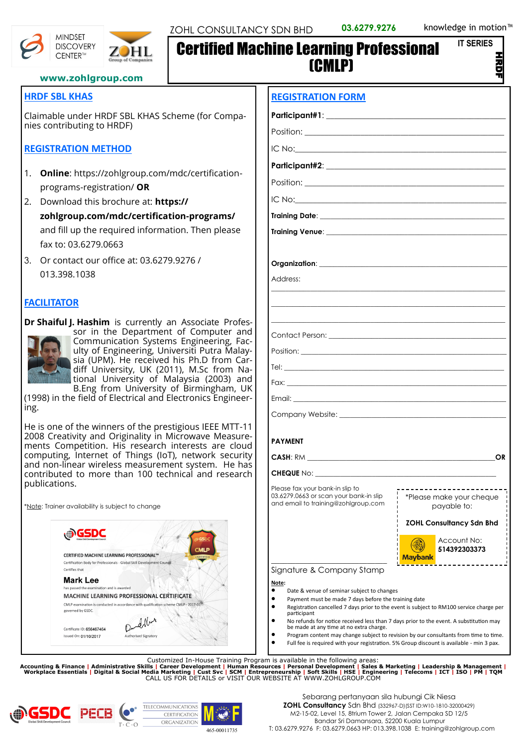ZOHL CONSULTANCY SDN BHD 03.6279.9276 knowledge in motion™

MINDSET DISCOVERY CENTER™

ZOHL Group of Companies

www.zohlgroup.com

# Certified Machine Learning Professional (CMLP)

IT SERIES

HRDF

## HRDF SBL KHAS

Claimable under HRDF SBL KHAS Scheme (for Companies contributing to HRDF)

## REGISTRATION METHOD

1. **Online**: https://zohlgroup.com/mdc/certification-programs-registration/ **OR**
2. Download this brochure at: **https://zohlgroup.com/mdc/certification-programs/** and fill up the required information. Then please fax to: 03.6279.0663
3. Or contact our office at: 03.6279.9276 / 013.398.1038

## FACILITATOR

**Dr Shaiful J. Hashim** is currently an Associate Professor in the Department of Computer and Communication Systems Engineering, Faculty of Engineering, Universiti Putra Malaysia (UPM). He received his Ph.D from Cardiff University, UK (2011), M.Sc from National University of Malaysia (2003) and B.Eng from University of Birmingham, UK (1998) in the field of Electrical and Electronics Engineering.

He is one of the winners of the prestigious IEEE MTT-11 2008 Creativity and Originality in Microwave Measurements Competition. His research interests are cloud computing, Internet of Things (IoT), network security and non-linear wireless measurement system. He has contributed to more than 100 technical and research publications.

*Note: Trainer availability is subject to change

GSDC Global Skill Development Council

CERTIFIED MACHINE LEARNING PROFESSIONAL™

Certification Body for Professionals - Global Skill Development Council

Certifies that

Mark Lee

has passed the examination and is awarded

MACHINE LEARNING PROFESSIONAL CERTIFICATE

CMLP examination is conducted in accordance with qualification scheme CMLP - 2017-01 governed by GSDC

Certificate ID: 656467464

Issued On: 01/10/2017

Authorised Signatory

## REGISTRATION FORM

**Participant#1**: ______________________

Position: ______________________

IC No: ______________________

**Participant#2**: ______________________

Position: ______________________

IC No: ______________________

**Training Date**: ______________________

**Training Venue**: ______________________

**Organization**: ______________________

Address: ______________________

Contact Person: ______________________

Position: ______________________

Tel: ______________________

Fax: ______________________

Email: ______________________

Company Website: ______________________

**PAYMENT**

**CASH**: RM ______________________ **OR**

**CHEQUE** No: ______________________

Please fax your bank-in slip to 03.6279.0663 or scan your bank-in slip and email to training@zohlgroup.com

*Please make your cheque payable to:

**ZOHL Consultancy Sdn Bhd**

Maybank Account No: **514392303373**

Signature & Company Stamp

**Note:**

- Date & venue of seminar subject to changes
- Payment must be made 7 days before the training date
- Registration cancelled 7 days prior to the event is subject to RM100 service charge per participant
- No refunds for notice received less than 7 days prior to the event. A substitution may be made at any time at no extra charge.
- Program content may change subject to revision by our consultants from time to time.
- Full fee is required with your registration. 5% Group discount is available - min 3 pax.

Customized In-House Training Program is available in the following areas:

**Accounting & Finance | Administrative Skills | Career Development | Human Resources | Personal Development | Sales & Marketing | Leadership & Management | Workplace Essentials | Digital & Social Media Marketing | Cust Svc | SCM | Entrepreneurship | Soft Skills | HSE | Engineering | Telecoms | ICT | ISO | PM | TQM**

CALL US FOR DETAILS or VISIT OUR WEBSITE AT WWW.ZOHLGROUP.COM

GSDC Global Skill Development Council | PECB | T·C·O TELECOMMUNICATIONS CERTIFICATION ORGANIZATION | MOF 465-00011735

Sebarang pertanyaan sila hubungi Cik Niesa

**ZOHL Consultancy** Sdn Bhd (332967-D)(SST ID:W10-1810-32000429)

M2-15-02, Level 15, 8trium Tower 2, Jalan Cempaka SD 12/5

Bandar Sri Damansara, 52200 Kuala Lumpur

T: 03.6279.9276 F: 03.6279.0663 HP: 013.398.1038 E: training@zohlgroup.com